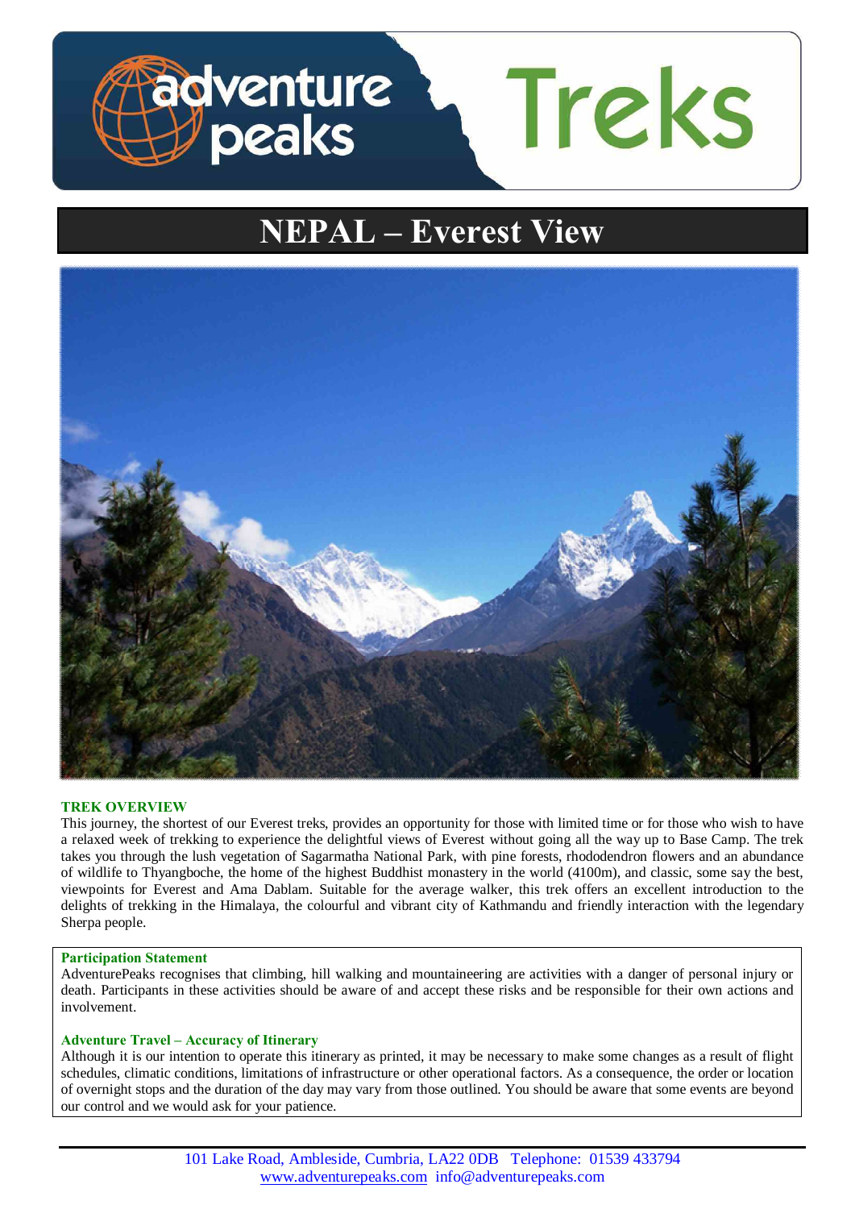# NEPAL – Everest View

## TREK OVERVIEW

This journey, the shortest of our Everest treks, provides an opportunity for those with limited time or for those who wish to have a relaxed week of trekking to experience the delightful views of Everest without going all the way up to Base Camp. The trek takes you through the lush vegetation of Sagarmatha National Park, with pine forests, rhododendron flowers and an abundance of wildlife to Thyangboche, the home of the highest Buddhist monastery in the world (4100m), and classic, some say the best, viewpoints for Everest and Ama Dablam. Suitable for the average walker, this trek offers an excellent introduction to the delights of trekking in the Himalaya, the colourful and vibrant city of Kathmandu and friendly interaction with the legendary Sherpa people.

**Participation Statement**

AdventurePeaks recognises that climbing, hill walking and mountaineering are activities with a danger of personal injury or death. Participants in these activities should be aware of and accept these risks and be responsible for their own actions and involvement.

**Adventure Travel – Accuracy of Itinerary**

Although it is our intention to operate this itinerary as printed, it may be necessary to make some changes as a result of flight schedules, climatic conditions, limitations of infrastructure or other operational factors. As a consequence, the order or location of overnight stops and the duration of the day may vary from those outlined. You should be aware that some events are beyond our control and we would ask for your patience.

101 Lake Road, Ambleside, Cumbria, LA22 0DB Telephone: 01539 433794
www.adventurepeaks.com info@adventurepeaks.com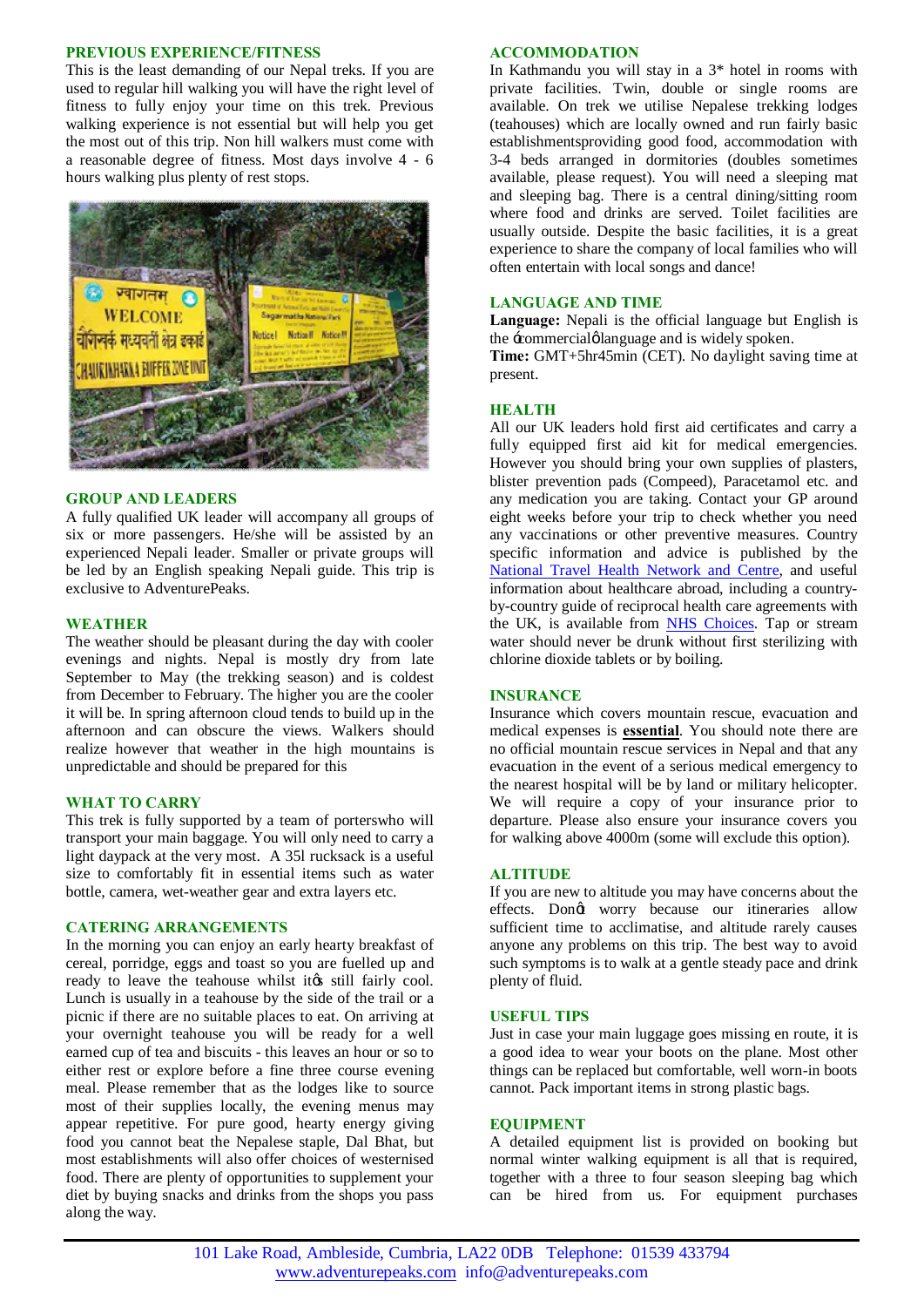## PREVIOUS EXPERIENCE/FITNESS

This is the least demanding of our Nepal treks. If you are used to regular hill walking you will have the right level of fitness to fully enjoy your time on this trek. Previous walking experience is not essential but will help you get the most out of this trip. Non hill walkers must come with a reasonable degree of fitness. Most days involve 4 - 6 hours walking plus plenty of rest stops.

## GROUP AND LEADERS

A fully qualified UK leader will accompany all groups of six or more passengers. He/she will be assisted by an experienced Nepali leader. Smaller or private groups will be led by an English speaking Nepali guide. This trip is exclusive to AdventurePeaks.

## WEATHER

The weather should be pleasant during the day with cooler evenings and nights. Nepal is mostly dry from late September to May (the trekking season) and is coldest from December to February. The higher you are the cooler it will be. In spring afternoon cloud tends to build up in the afternoon and can obscure the views. Walkers should realize however that weather in the high mountains is unpredictable and should be prepared for this

## WHAT TO CARRY

This trek is fully supported by a team of porterswho will transport your main baggage. You will only need to carry a light daypack at the very most. A 35l rucksack is a useful size to comfortably fit in essential items such as water bottle, camera, wet-weather gear and extra layers etc.

## CATERING ARRANGEMENTS

In the morning you can enjoy an early hearty breakfast of cereal, porridge, eggs and toast so you are fuelled up and ready to leave the teahouse whilst it's still fairly cool. Lunch is usually in a teahouse by the side of the trail or a picnic if there are no suitable places to eat. On arriving at your overnight teahouse you will be ready for a well earned cup of tea and biscuits - this leaves an hour or so to either rest or explore before a fine three course evening meal. Please remember that as the lodges like to source most of their supplies locally, the evening menus may appear repetitive. For pure good, hearty energy giving food you cannot beat the Nepalese staple, Dal Bhat, but most establishments will also offer choices of westernised food. There are plenty of opportunities to supplement your diet by buying snacks and drinks from the shops you pass along the way.

## ACCOMMODATION

In Kathmandu you will stay in a 3* hotel in rooms with private facilities. Twin, double or single rooms are available. On trek we utilise Nepalese trekking lodges (teahouses) which are locally owned and run fairly basic establishmentsproviding good food, accommodation with 3-4 beds arranged in dormitories (doubles sometimes available, please request). You will need a sleeping mat and sleeping bag. There is a central dining/sitting room where food and drinks are served. Toilet facilities are usually outside. Despite the basic facilities, it is a great experience to share the company of local families who will often entertain with local songs and dance!

## LANGUAGE AND TIME

**Language:** Nepali is the official language but English is the 'commercial' language and is widely spoken.
**Time:** GMT+5hr45min (CET). No daylight saving time at present.

## HEALTH

All our UK leaders hold first aid certificates and carry a fully equipped first aid kit for medical emergencies. However you should bring your own supplies of plasters, blister prevention pads (Compeed), Paracetamol etc. and any medication you are taking. Contact your GP around eight weeks before your trip to check whether you need any vaccinations or other preventive measures. Country specific information and advice is published by the National Travel Health Network and Centre, and useful information about healthcare abroad, including a country-by-country guide of reciprocal health care agreements with the UK, is available from NHS Choices. Tap or stream water should never be drunk without first sterilizing with chlorine dioxide tablets or by boiling.

## INSURANCE

Insurance which covers mountain rescue, evacuation and medical expenses is **essential**. You should note there are no official mountain rescue services in Nepal and that any evacuation in the event of a serious medical emergency to the nearest hospital will be by land or military helicopter. We will require a copy of your insurance prior to departure. Please also ensure your insurance covers you for walking above 4000m (some will exclude this option).

## ALTITUDE

If you are new to altitude you may have concerns about the effects. Don't worry because our itineraries allow sufficient time to acclimatise, and altitude rarely causes anyone any problems on this trip. The best way to avoid such symptoms is to walk at a gentle steady pace and drink plenty of fluid.

## USEFUL TIPS

Just in case your main luggage goes missing en route, it is a good idea to wear your boots on the plane. Most other things can be replaced but comfortable, well worn-in boots cannot. Pack important items in strong plastic bags.

## EQUIPMENT

A detailed equipment list is provided on booking but normal winter walking equipment is all that is required, together with a three to four season sleeping bag which can be hired from us. For equipment purchases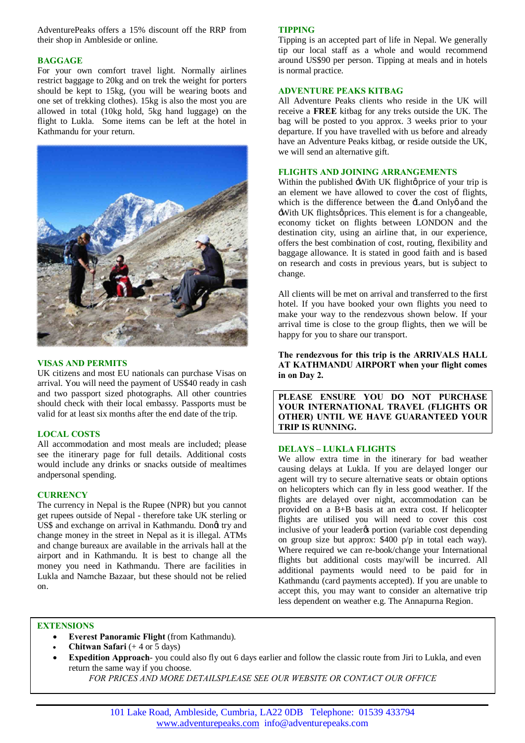AdventurePeaks offers a 15% discount off the RRP from their shop in Ambleside or online.

## BAGGAGE

For your own comfort travel light. Normally airlines restrict baggage to 20kg and on trek the weight for porters should be kept to 15kg, (you will be wearing boots and one set of trekking clothes). 15kg is also the most you are allowed in total (10kg hold, 5kg hand luggage) on the flight to Lukla. Some items can be left at the hotel in Kathmandu for your return.

## VISAS AND PERMITS

UK citizens and most EU nationals can purchase Visas on arrival. You will need the payment of US$40 ready in cash and two passport sized photographs. All other countries should check with their local embassy. Passports must be valid for at least six months after the end date of the trip.

## LOCAL COSTS

All accommodation and most meals are included; please see the itinerary page for full details. Additional costs would include any drinks or snacks outside of mealtimes andpersonal spending.

## CURRENCY

The currency in Nepal is the Rupee (NPR) but you cannot get rupees outside of Nepal - therefore take UK sterling or US$ and exchange on arrival in Kathmandu. Don't try and change money in the street in Nepal as it is illegal. ATMs and change bureaux are available in the arrivals hall at the airport and in Kathmandu. It is best to change all the money you need in Kathmandu. There are facilities in Lukla and Namche Bazaar, but these should not be relied on.

## TIPPING

Tipping is an accepted part of life in Nepal. We generally tip our local staff as a whole and would recommend around US$90 per person. Tipping at meals and in hotels is normal practice.

## ADVENTURE PEAKS KITBAG

All Adventure Peaks clients who reside in the UK will receive a **FREE** kitbag for any treks outside the UK. The bag will be posted to you approx. 3 weeks prior to your departure. If you have travelled with us before and already have an Adventure Peaks kitbag, or reside outside the UK, we will send an alternative gift.

## FLIGHTS AND JOINING ARRANGEMENTS

Within the published 'With UK flight' price of your trip is an element we have allowed to cover the cost of flights, which is the difference between the 'Land Only' and the 'With UK flights' prices. This element is for a changeable, economy ticket on flights between LONDON and the destination city, using an airline that, in our experience, offers the best combination of cost, routing, flexibility and baggage allowance. It is stated in good faith and is based on research and costs in previous years, but is subject to change.

All clients will be met on arrival and transferred to the first hotel. If you have booked your own flights you need to make your way to the rendezvous shown below. If your arrival time is close to the group flights, then we will be happy for you to share our transport.

**The rendezvous for this trip is the ARRIVALS HALL AT KATHMANDU AIRPORT when your flight comes in on Day 2.**

**PLEASE ENSURE YOU DO NOT PURCHASE YOUR INTERNATIONAL TRAVEL (FLIGHTS OR OTHER) UNTIL WE HAVE GUARANTEED YOUR TRIP IS RUNNING.**

## DELAYS – LUKLA FLIGHTS

We allow extra time in the itinerary for bad weather causing delays at Lukla. If you are delayed longer our agent will try to secure alternative seats or obtain options on helicopters which can fly in less good weather. If the flights are delayed over night, accommodation can be provided on a B+B basis at an extra cost. If helicopter flights are utilised you will need to cover this cost inclusive of your leader's portion (variable cost depending on group size but approx: $400 p/p in total each way). Where required we can re-book/change your International flights but additional costs may/will be incurred. All additional payments would need to be paid for in Kathmandu (card payments accepted). If you are unable to accept this, you may want to consider an alternative trip less dependent on weather e.g. The Annapurna Region.

## EXTENSIONS

- **Everest Panoramic Flight** (from Kathmandu).
- **Chitwan Safari** (+ 4 or 5 days)
- **Expedition Approach**- you could also fly out 6 days earlier and follow the classic route from Jiri to Lukla, and even return the same way if you choose.

*FOR PRICES AND MORE DETAILSPLEASE SEE OUR WEBSITE OR CONTACT OUR OFFICE*

101 Lake Road, Ambleside, Cumbria, LA22 0DB Telephone: 01539 433794
www.adventurepeaks.com info@adventurepeaks.com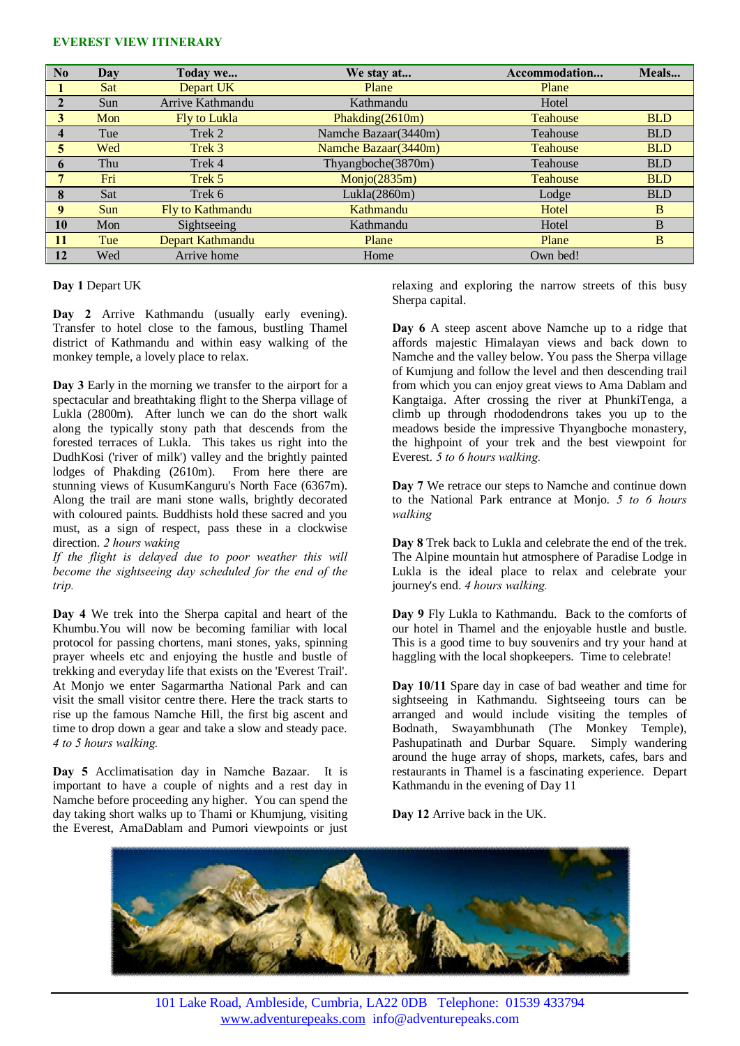**EVEREST VIEW ITINERARY**

| No | Day | Today we... | We stay at... | Accommodation... | Meals... |
|---|---|---|---|---|---|
| 1 | Sat | Depart UK | Plane | Plane | |
| 2 | Sun | Arrive Kathmandu | Kathmandu | Hotel | |
| 3 | Mon | Fly to Lukla | Phakding(2610m) | Teahouse | BLD |
| 4 | Tue | Trek 2 | Namche Bazaar(3440m) | Teahouse | BLD |
| 5 | Wed | Trek 3 | Namche Bazaar(3440m) | Teahouse | BLD |
| 6 | Thu | Trek 4 | Thyangboche(3870m) | Teahouse | BLD |
| 7 | Fri | Trek 5 | Monjo(2835m) | Teahouse | BLD |
| 8 | Sat | Trek 6 | Lukla(2860m) | Lodge | BLD |
| 9 | Sun | Fly to Kathmandu | Kathmandu | Hotel | B |
| 10 | Mon | Sightseeing | Kathmandu | Hotel | B |
| 11 | Tue | Depart Kathmandu | Plane | Plane | B |
| 12 | Wed | Arrive home | Home | Own bed! | |

**Day 1** Depart UK

**Day 2** Arrive Kathmandu (usually early evening). Transfer to hotel close to the famous, bustling Thamel district of Kathmandu and within easy walking of the monkey temple, a lovely place to relax.

**Day 3** Early in the morning we transfer to the airport for a spectacular and breathtaking flight to the Sherpa village of Lukla (2800m). After lunch we can do the short walk along the typically stony path that descends from the forested terraces of Lukla. This takes us right into the DudhKosi ('river of milk') valley and the brightly painted lodges of Phakding (2610m). From here there are stunning views of KusumKanguru's North Face (6367m). Along the trail are mani stone walls, brightly decorated with coloured paints. Buddhists hold these sacred and you must, as a sign of respect, pass these in a clockwise direction. *2 hours waking*

*If the flight is delayed due to poor weather this will become the sightseeing day scheduled for the end of the trip.*

**Day 4** We trek into the Sherpa capital and heart of the Khumbu.You will now be becoming familiar with local protocol for passing chortens, mani stones, yaks, spinning prayer wheels etc and enjoying the hustle and bustle of trekking and everyday life that exists on the 'Everest Trail'. At Monjo we enter Sagarmartha National Park and can visit the small visitor centre there. Here the track starts to rise up the famous Namche Hill, the first big ascent and time to drop down a gear and take a slow and steady pace. *4 to 5 hours walking.*

**Day 5** Acclimatisation day in Namche Bazaar. It is important to have a couple of nights and a rest day in Namche before proceeding any higher. You can spend the day taking short walks up to Thami or Khumjung, visiting the Everest, AmaDablam and Pumori viewpoints or just relaxing and exploring the narrow streets of this busy Sherpa capital.

**Day 6** A steep ascent above Namche up to a ridge that affords majestic Himalayan views and back down to Namche and the valley below. You pass the Sherpa village of Kumjung and follow the level and then descending trail from which you can enjoy great views to Ama Dablam and Kangtaiga. After crossing the river at PhunkiTenga, a climb up through rhododendrons takes you up to the meadows beside the impressive Thyangboche monastery, the highpoint of your trek and the best viewpoint for Everest. *5 to 6 hours walking.*

**Day 7** We retrace our steps to Namche and continue down to the National Park entrance at Monjo. *5 to 6 hours walking*

**Day 8** Trek back to Lukla and celebrate the end of the trek. The Alpine mountain hut atmosphere of Paradise Lodge in Lukla is the ideal place to relax and celebrate your journey's end. *4 hours walking.*

**Day 9** Fly Lukla to Kathmandu. Back to the comforts of our hotel in Thamel and the enjoyable hustle and bustle. This is a good time to buy souvenirs and try your hand at haggling with the local shopkeepers. Time to celebrate!

**Day 10/11** Spare day in case of bad weather and time for sightseeing in Kathmandu. Sightseeing tours can be arranged and would include visiting the temples of Bodnath, Swayambhunath (The Monkey Temple), Pashupatinath and Durbar Square. Simply wandering around the huge array of shops, markets, cafes, bars and restaurants in Thamel is a fascinating experience. Depart Kathmandu in the evening of Day 11

**Day 12** Arrive back in the UK.

101 Lake Road, Ambleside, Cumbria, LA22 0DB Telephone: 01539 433794
www.adventurepeaks.com info@adventurepeaks.com